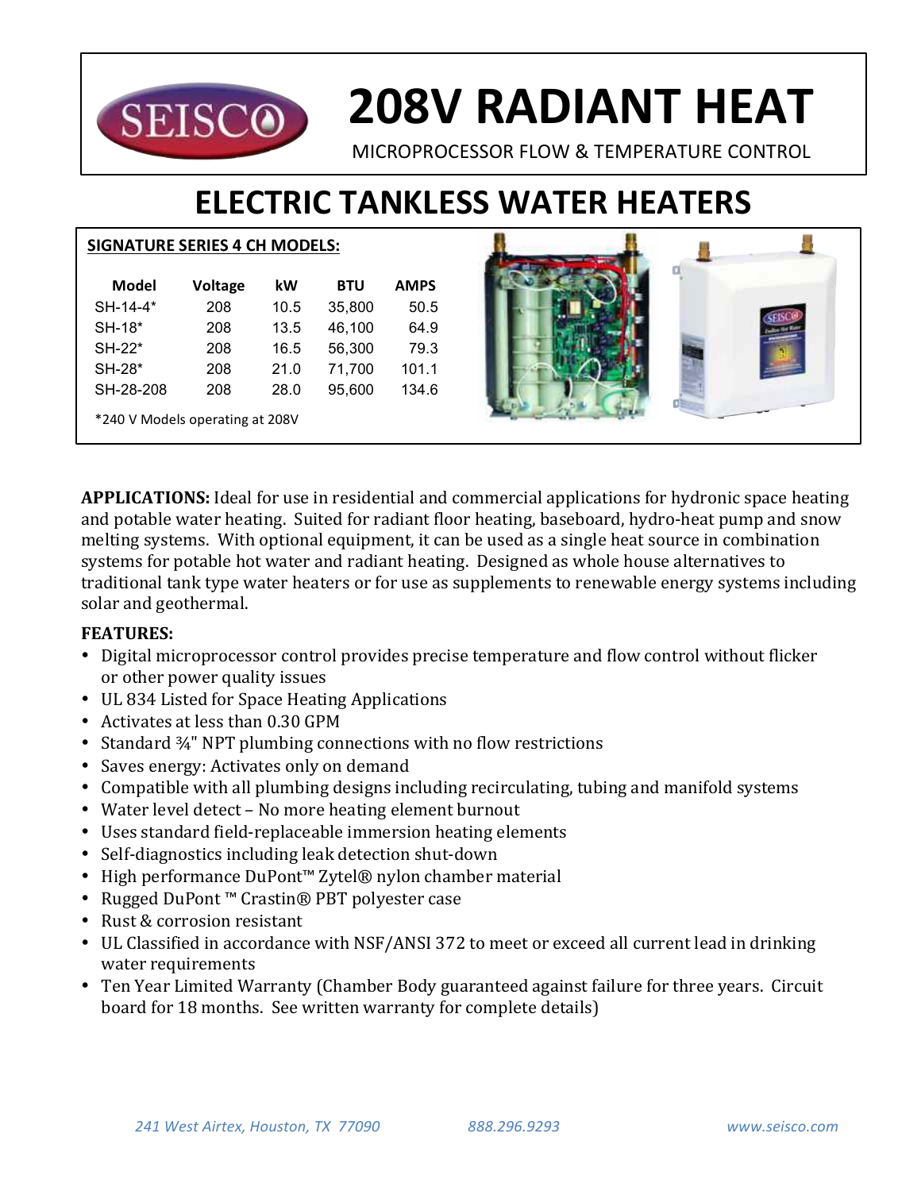# 208V RADIANT HEAT

MICROPROCESSOR FLOW & TEMPERATURE CONTROL

# ELECTRIC TANKLESS WATER HEATERS

**SIGNATURE SERIES 4 CH MODELS:**

| Model | Voltage | kW | BTU | AMPS |
|---|---|---|---|---|
| SH-14-4* | 208 | 10.5 | 35,800 | 50.5 |
| SH-18* | 208 | 13.5 | 46,100 | 64.9 |
| SH-22* | 208 | 16.5 | 56,300 | 79.3 |
| SH-28* | 208 | 21.0 | 71,700 | 101.1 |
| SH-28-208 | 208 | 28.0 | 95,600 | 134.6 |

*240 V Models operating at 208V

**APPLICATIONS:** Ideal for use in residential and commercial applications for hydronic space heating and potable water heating. Suited for radiant floor heating, baseboard, hydro-heat pump and snow melting systems. With optional equipment, it can be used as a single heat source in combination systems for potable hot water and radiant heating. Designed as whole house alternatives to traditional tank type water heaters or for use as supplements to renewable energy systems including solar and geothermal.

**FEATURES:**

- Digital microprocessor control provides precise temperature and flow control without flicker or other power quality issues
- UL 834 Listed for Space Heating Applications
- Activates at less than 0.30 GPM
- Standard ¾" NPT plumbing connections with no flow restrictions
- Saves energy: Activates only on demand
- Compatible with all plumbing designs including recirculating, tubing and manifold systems
- Water level detect – No more heating element burnout
- Uses standard field-replaceable immersion heating elements
- Self-diagnostics including leak detection shut-down
- High performance DuPont™ Zytel® nylon chamber material
- Rugged DuPont ™ Crastin® PBT polyester case
- Rust & corrosion resistant
- UL Classified in accordance with NSF/ANSI 372 to meet or exceed all current lead in drinking water requirements
- Ten Year Limited Warranty (Chamber Body guaranteed against failure for three years. Circuit board for 18 months. See written warranty for complete details)

*241 West Airtex, Houston, TX 77090* *888.296.9293* *www.seisco.com*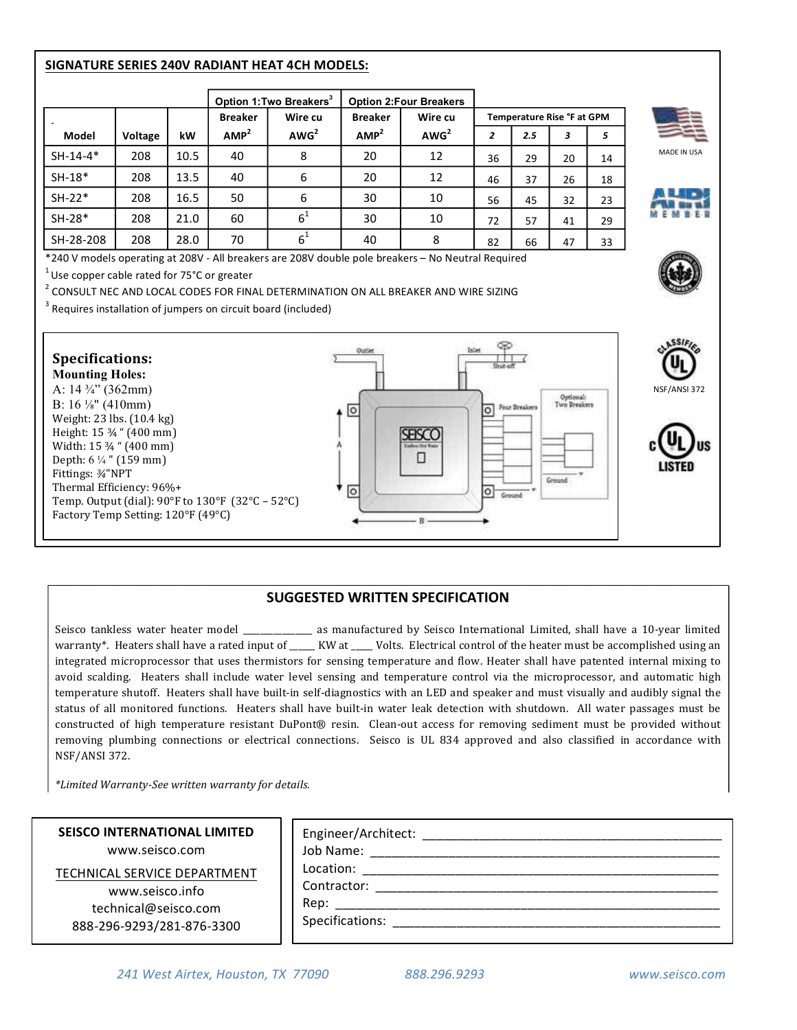## SIGNATURE SERIES 240V RADIANT HEAT 4CH MODELS:

| | | | Option 1:Two Breakers[3] | | Option 2:Four Breakers | | Temperature Rise °F at GPM | | | |
|---|---|---|---|---|---|---|---|---|---|---|
| Model | Voltage | kW | Breaker AMP[2] | Wire cu AWG[2] | Breaker AMP[2] | Wire cu AWG[2] | 2 | 2.5 | 3 | 5 |
| SH-14-4* | 208 | 10.5 | 40 | 8 | 20 | 12 | 36 | 29 | 20 | 14 |
| SH-18* | 208 | 13.5 | 40 | 6 | 20 | 12 | 46 | 37 | 26 | 18 |
| SH-22* | 208 | 16.5 | 50 | 6 | 30 | 10 | 56 | 45 | 32 | 23 |
| SH-28* | 208 | 21.0 | 60 | 6[1] | 30 | 10 | 72 | 57 | 41 | 29 |
| SH-28-208 | 208 | 28.0 | 70 | 6[1] | 40 | 8 | 82 | 66 | 47 | 33 |

*240 V models operating at 208V - All breakers are 208V double pole breakers – No Neutral Required

[1] Use copper cable rated for 75°C or greater

[2] CONSULT NEC AND LOCAL CODES FOR FINAL DETERMINATION ON ALL BREAKER AND WIRE SIZING

[3] Requires installation of jumpers on circuit board (included)

MADE IN USA

NSF/ANSI 372

### Specifications:

**Mounting Holes:**
A: 14 ¾" (362mm)
B: 16 ⅛" (410mm)
Weight: 23 lbs. (10.4 kg)
Height: 15 ¾ " (400 mm)
Width: 15 ¾ " (400 mm)
Depth: 6 ¼ " (159 mm)
Fittings: ¾"NPT
Thermal Efficiency: 96%+
Temp. Output (dial): 90°F to 130°F (32°C – 52°C)
Factory Temp Setting: 120°F (49°C)

Outlet
Inlet
Shut-off
Four Breakers
Optional: Two Breakers
Ground
Ground
A
B

## SUGGESTED WRITTEN SPECIFICATION

Seisco tankless water heater model ____________ as manufactured by Seisco International Limited, shall have a 10-year limited warranty*. Heaters shall have a rated input of ____ KW at ____ Volts. Electrical control of the heater must be accomplished using an integrated microprocessor that uses thermistors for sensing temperature and flow. Heater shall have patented internal mixing to avoid scalding. Heaters shall include water level sensing and temperature control via the microprocessor, and automatic high temperature shutoff. Heaters shall have built-in self-diagnostics with an LED and speaker and must visually and audibly signal the status of all monitored functions. Heaters shall have built-in water leak detection with shutdown. All water passages must be constructed of high temperature resistant DuPont® resin. Clean-out access for removing sediment must be provided without removing plumbing connections or electrical connections. Seisco is UL 834 approved and also classified in accordance with NSF/ANSI 372.

*\*Limited Warranty-See written warranty for details.*

**SEISCO INTERNATIONAL LIMITED**
www.seisco.com

TECHNICAL SERVICE DEPARTMENT
www.seisco.info
technical@seisco.com
888-296-9293/281-876-3300

Engineer/Architect: ____________________________________________
Job Name: ____________________________________________
Location: ____________________________________________
Contractor: ____________________________________________
Rep: ____________________________________________
Specifications: ____________________________________________

*241 West Airtex, Houston, TX 77090* *888.296.9293* *www.seisco.com*